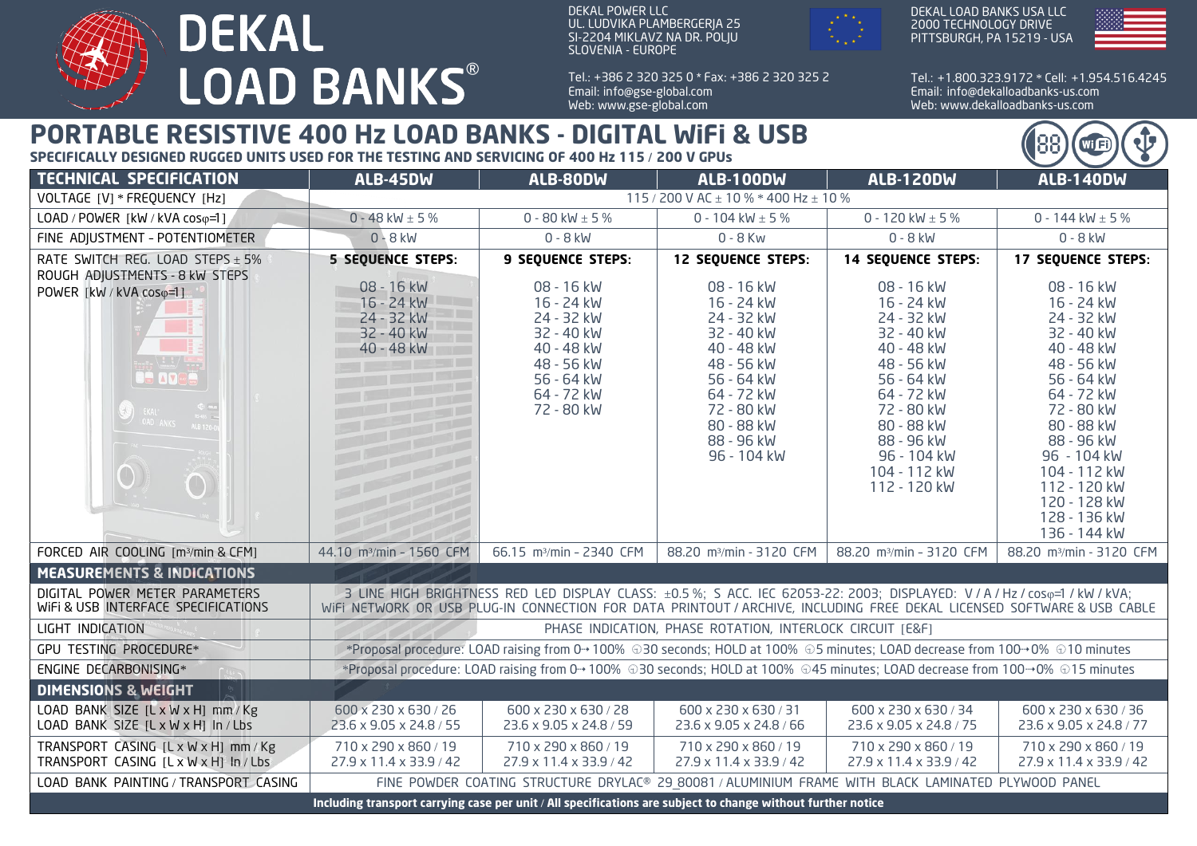# DEKAL LOAD BANKS®

DEKAL POWER LLC
UL. LUDVIKA PLAMBERGERJA 25
SI-2204 MIKLAVZ NA DR. POLJU
SLOVENIA - EUROPE

Tel.: +386 2 320 325 0 * Fax: +386 2 320 325 2
Email: info@gse-global.com
Web: www.gse-global.com

DEKAL LOAD BANKS USA LLC
2000 TECHNOLOGY DRIVE
PITTSBURGH, PA 15219 - USA

Tel.: +1.800.323.9172 * Cell: +1.954.516.4245
Email: info@dekalloadbanks-us.com
Web: www.dekalloadbanks-us.com

## PORTABLE RESISTIVE 400 Hz LOAD BANKS - DIGITAL WiFi & USB

**SPECIFICALLY DESIGNED RUGGED UNITS USED FOR THE TESTING AND SERVICING OF 400 Hz 115 / 200 V GPUs**

| TECHNICAL SPECIFICATION | ALB-45DW | ALB-80DW | ALB-100DW | ALB-120DW | ALB-140DW |
|---|---|---|---|---|---|
| VOLTAGE [V] * FREQUENCY [Hz] | 115 / 200 V AC ± 10 % * 400 Hz ± 10 % | | | | |
| LOAD / POWER [kW / kVA cosφ=1] | 0 - 48 kW ± 5 % | 0 - 80 kW ± 5 % | 0 - 104 kW ± 5 % | 0 - 120 kW ± 5 % | 0 - 144 kW ± 5 % |
| FINE ADJUSTMENT - POTENTIOMETER | 0 - 8 kW | 0 - 8 kW | 0 - 8 Kw | 0 - 8 kW | 0 - 8 kW |
| RATE SWITCH REG. LOAD STEPS ± 5% ROUGH ADJUSTMENTS - 8 kW STEPS POWER [kW / kVA cosφ=1] | **5 SEQUENCE STEPS:** 08 - 16 kW, 16 - 24 kW, 24 - 32 kW, 32 - 40 kW, 40 - 48 kW | **9 SEQUENCE STEPS:** 08 - 16 kW, 16 - 24 kW, 24 - 32 kW, 32 - 40 kW, 40 - 48 kW, 48 - 56 kW, 56 - 64 kW, 64 - 72 kW, 72 - 80 kW | **12 SEQUENCE STEPS:** 08 - 16 kW, 16 - 24 kW, 24 - 32 kW, 32 - 40 kW, 40 - 48 kW, 48 - 56 kW, 56 - 64 kW, 64 - 72 kW, 72 - 80 kW, 80 - 88 kW, 88 - 96 kW, 96 - 104 kW | **14 SEQUENCE STEPS:** 08 - 16 kW, 16 - 24 kW, 24 - 32 kW, 32 - 40 kW, 40 - 48 kW, 48 - 56 kW, 56 - 64 kW, 64 - 72 kW, 72 - 80 kW, 80 - 88 kW, 88 - 96 kW, 96 - 104 kW, 104 - 112 kW, 112 - 120 kW | **17 SEQUENCE STEPS:** 08 - 16 kW, 16 - 24 kW, 24 - 32 kW, 32 - 40 kW, 40 - 48 kW, 48 - 56 kW, 56 - 64 kW, 64 - 72 kW, 72 - 80 kW, 80 - 88 kW, 88 - 96 kW, 96 - 104 kW, 104 - 112 kW, 112 - 120 kW, 120 - 128 kW, 128 - 136 kW, 136 - 144 kW |
| FORCED AIR COOLING [m³/min & CFM] | 44.10 m³/min - 1560 CFM | 66.15 m³/min - 2340 CFM | 88.20 m³/min - 3120 CFM | 88.20 m³/min - 3120 CFM | 88.20 m³/min - 3120 CFM |
| **MEASUREMENTS & INDICATIONS** | | | | | |
| DIGITAL POWER METER PARAMETERS WiFi & USB INTERFACE SPECIFICATIONS | 3 LINE HIGH BRIGHTNESS RED LED DISPLAY CLASS: ±0.5 %; S ACC. IEC 62053-22: 2003; DISPLAYED: V / A / Hz / cosφ=1 / kW / kVA; WiFi NETWORK OR USB PLUG-IN CONNECTION FOR DATA PRINTOUT / ARCHIVE, INCLUDING FREE DEKAL LICENSED SOFTWARE & USB CABLE | | | | |
| LIGHT INDICATION | PHASE INDICATION, PHASE ROTATION, INTERLOCK CIRCUIT [E&F] | | | | |
| GPU TESTING PROCEDURE* | *Proposal procedure: LOAD raising from 0→100% 30 seconds; HOLD at 100% 5 minutes; LOAD decrease from 100→0% 10 minutes | | | | |
| ENGINE DECARBONISING* | *Proposal procedure: LOAD raising from 0→100% 30 seconds; HOLD at 100% 45 minutes; LOAD decrease from 100→0% 15 minutes | | | | |
| **DIMENSIONS & WEIGHT** | | | | | |
| LOAD BANK SIZE [L x W x H] mm / Kg LOAD BANK SIZE [L x W x H] In / Lbs | 600 x 230 x 630 / 26 23.6 x 9.05 x 24.8 / 55 | 600 x 230 x 630 / 28 23.6 x 9.05 x 24.8 / 59 | 600 x 230 x 630 / 31 23.6 x 9.05 x 24.8 / 66 | 600 x 230 x 630 / 34 23.6 x 9.05 x 24.8 / 75 | 600 x 230 x 630 / 36 23.6 x 9.05 x 24.8 / 77 |
| TRANSPORT CASING [L x W x H] mm / Kg TRANSPORT CASING [L x W x H] In / Lbs | 710 x 290 x 860 / 19 27.9 x 11.4 x 33.9 / 42 | 710 x 290 x 860 / 19 27.9 x 11.4 x 33.9 / 42 | 710 x 290 x 860 / 19 27.9 x 11.4 x 33.9 / 42 | 710 x 290 x 860 / 19 27.9 x 11.4 x 33.9 / 42 | 710 x 290 x 860 / 19 27.9 x 11.4 x 33.9 / 42 |
| LOAD BANK PAINTING / TRANSPORT CASING | FINE POWDER COATING STRUCTURE DRYLAC® 29_80081 / ALUMINIUM FRAME WITH BLACK LAMINATED PLYWOOD PANEL | | | | |

**Including transport carrying case per unit / All specifications are subject to change without further notice**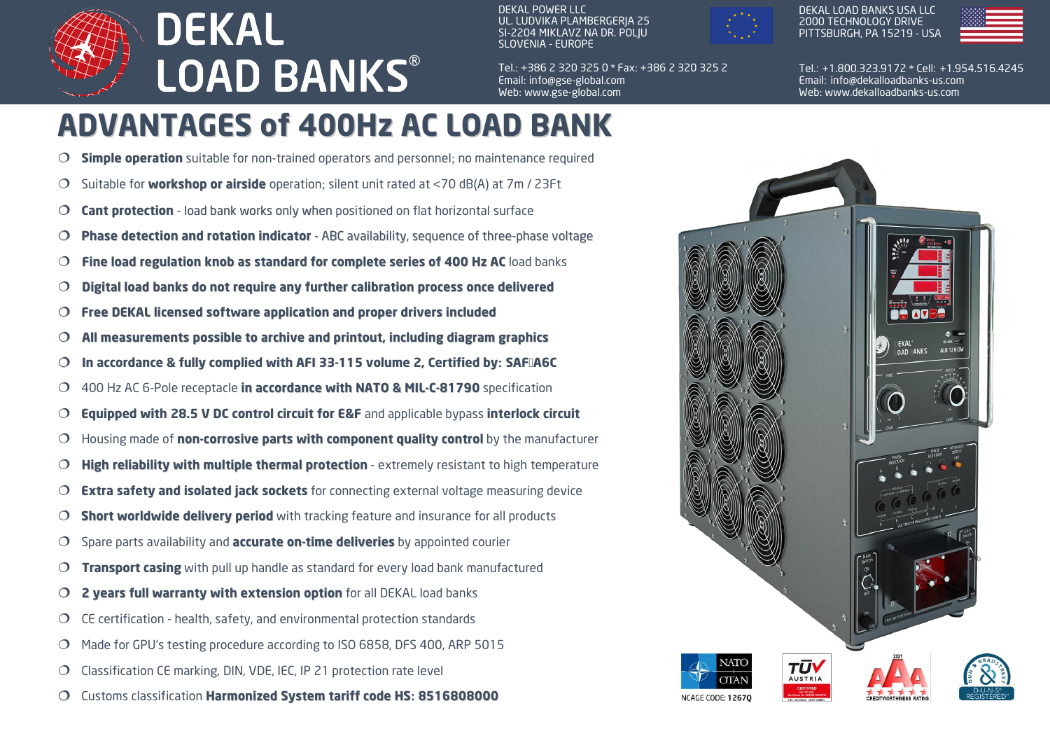# DEKAL LOAD BANKS®

DEKAL POWER LLC
UL. LUDVIKA PLAMBERGERJA 25
SI-2204 MIKLAVZ NA DR. POLJU
SLOVENIA - EUROPE

Tel.: +386 2 320 325 0 * Fax: +386 2 320 325 2
Email: info@gse-global.com
Web: www.gse-global.com

DEKAL LOAD BANKS USA LLC
2000 TECHNOLOGY DRIVE
PITTSBURGH, PA 15219 - USA

Tel.: +1.800.323.9172 * Cell: +1.954.516.4245
Email: info@dekalloadbanks-us.com
Web: www.dekalloadbanks-us.com

## ADVANTAGES of 400Hz AC LOAD BANK

- **Simple operation** suitable for non-trained operators and personnel; no maintenance required
- Suitable for **workshop or airside** operation; silent unit rated at <70 dB(A) at 7m / 23Ft
- **Cant protection** - load bank works only when positioned on flat horizontal surface
- **Phase detection and rotation indicator** - ABC availability, sequence of three-phase voltage
- **Fine load regulation knob as standard for complete series of 400 Hz AC** load banks
- **Digital load banks do not require any further calibration process once delivered**
- **Free DEKAL licensed software application and proper drivers included**
- **All measurements possible to archive and printout, including diagram graphics**
- **In accordance & fully complied with AFI 33-115 volume 2, Certified by: SAF/A6C**
- 400 Hz AC 6-Pole receptacle **in accordance with NATO & MIL-C-81790** specification
- **Equipped with 28.5 V DC control circuit for E&F** and applicable bypass **interlock circuit**
- Housing made of **non-corrosive parts with component quality control** by the manufacturer
- **High reliability with multiple thermal protection** - extremely resistant to high temperature
- **Extra safety and isolated jack sockets** for connecting external voltage measuring device
- **Short worldwide delivery period** with tracking feature and insurance for all products
- Spare parts availability and **accurate on-time deliveries** by appointed courier
- **Transport casing** with pull up handle as standard for every load bank manufactured
- **2 years full warranty with extension option** for all DEKAL load banks
- CE certification - health, safety, and environmental protection standards
- Made for GPU's testing procedure according to ISO 6858, DFS 400, ARP 5015
- Classification CE marking, DIN, VDE, IEC, IP 21 protection rate level
- Customs classification **Harmonized System tariff code HS: 8516808000**

NCAGE CODE: 1267Q